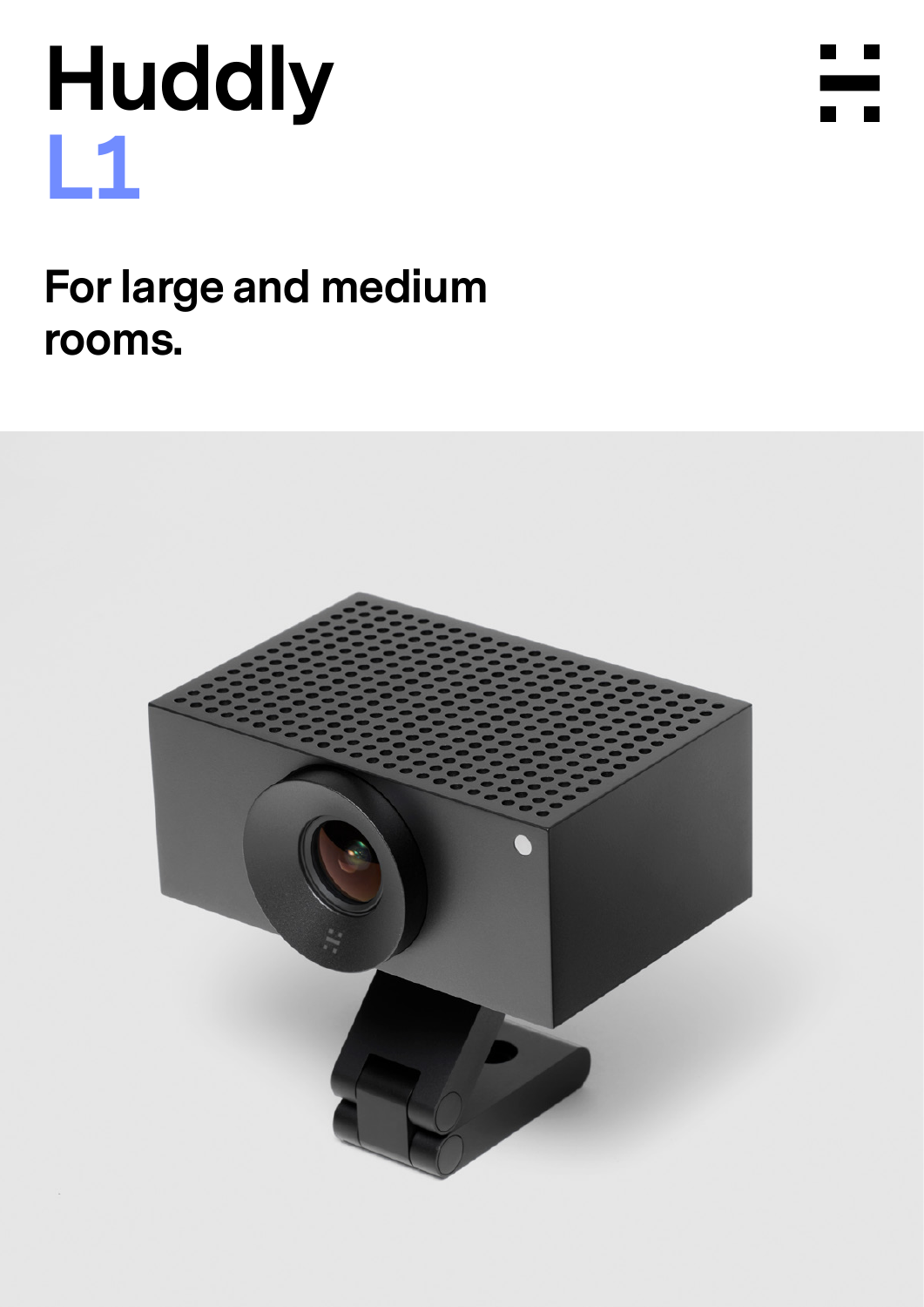# Huddly
# L1

## For large and medium rooms.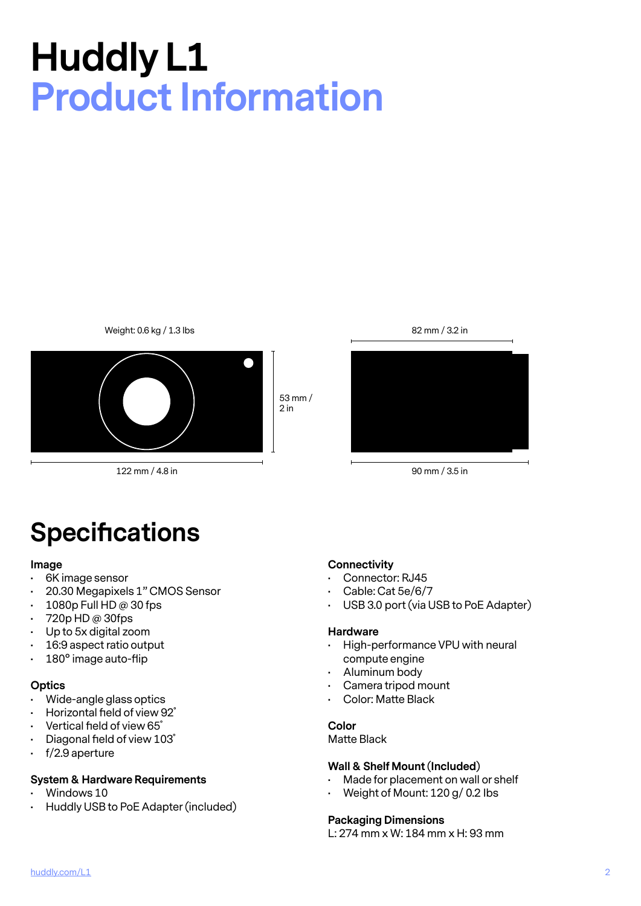# Huddly L1
# Product Information

Weight: 0.6 kg / 1.3 lbs

53 mm / 2 in

122 mm / 4.8 in

82 mm / 3.2 in

90 mm / 3.5 in

## Specifications

**Image**

- 6K image sensor
- 20.30 Megapixels 1" CMOS Sensor
- 1080p Full HD @ 30 fps
- 720p HD @ 30fps
- Up to 5x digital zoom
- 16:9 aspect ratio output
- 180° image auto-flip

**Optics**

- Wide-angle glass optics
- Horizontal field of view 92˚
- Vertical field of view 65˚
- Diagonal field of view 103˚
- f/2.9 aperture

**System & Hardware Requirements**

- Windows 10
- Huddly USB to PoE Adapter (included)

**Connectivity**

- Connector: RJ45
- Cable: Cat 5e/6/7
- USB 3.0 port (via USB to PoE Adapter)

**Hardware**

- High-performance VPU with neural compute engine
- Aluminum body
- Camera tripod mount
- Color: Matte Black

**Color**

Matte Black

**Wall & Shelf Mount (Included)**

- Made for placement on wall or shelf
- Weight of Mount: 120 g/ 0.2 lbs

**Packaging Dimensions**

L: 274 mm x W: 184 mm x H: 93 mm

huddly.com/L1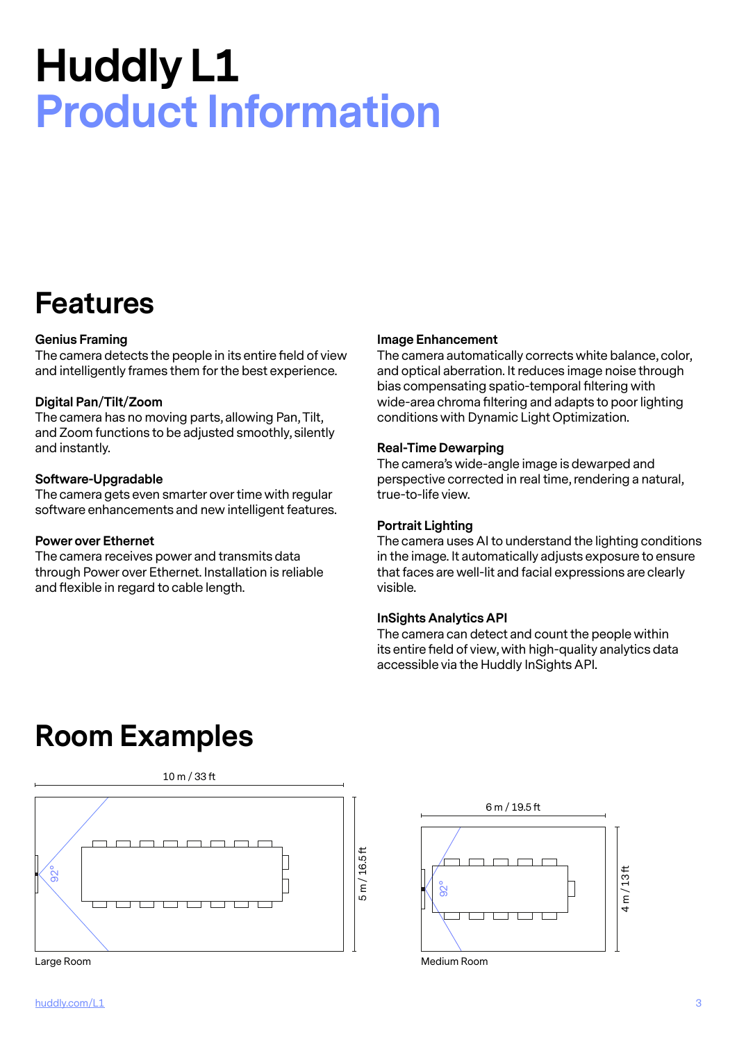# Huddly L1
# Product Information

## Features

**Genius Framing**
The camera detects the people in its entire field of view and intelligently frames them for the best experience.

**Digital Pan/Tilt/Zoom**
The camera has no moving parts, allowing Pan, Tilt, and Zoom functions to be adjusted smoothly, silently and instantly.

**Software-Upgradable**
The camera gets even smarter over time with regular software enhancements and new intelligent features.

**Power over Ethernet**
The camera receives power and transmits data through Power over Ethernet. Installation is reliable and flexible in regard to cable length.

**Image Enhancement**
The camera automatically corrects white balance, color, and optical aberration. It reduces image noise through bias compensating spatio-temporal filtering with wide-area chroma filtering and adapts to poor lighting conditions with Dynamic Light Optimization.

**Real-Time Dewarping**
The camera's wide-angle image is dewarped and perspective corrected in real time, rendering a natural, true-to-life view.

**Portrait Lighting**
The camera uses AI to understand the lighting conditions in the image. It automatically adjusts exposure to ensure that faces are well-lit and facial expressions are clearly visible.

**InSights Analytics API**
The camera can detect and count the people within its entire field of view, with high-quality analytics data accessible via the Huddly InSights API.

## Room Examples

10 m / 33 ft

92°

5 m / 16.5 ft

Large Room

6 m / 19.5 ft

92°

4 m / 13 ft

Medium Room

huddly.com/L1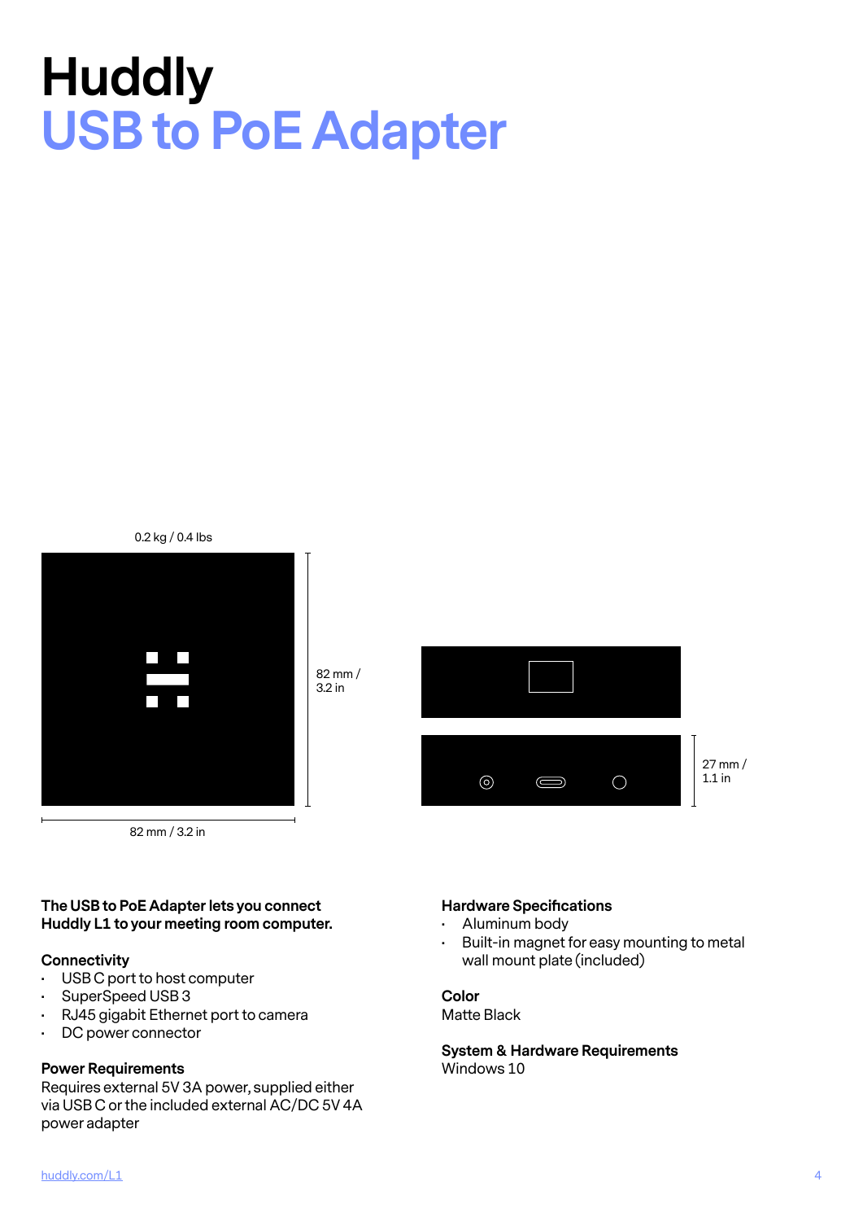# Huddly
# USB to PoE Adapter

0.2 kg / 0.4 lbs

82 mm / 3.2 in

82 mm / 3.2 in

27 mm / 1.1 in

**The USB to PoE Adapter lets you connect Huddly L1 to your meeting room computer.**

### Connectivity

- USB C port to host computer
- SuperSpeed USB 3
- RJ45 gigabit Ethernet port to camera
- DC power connector

### Power Requirements

Requires external 5V 3A power, supplied either via USB C or the included external AC/DC 5V 4A power adapter

### Hardware Specifications

- Aluminum body
- Built-in magnet for easy mounting to metal wall mount plate (included)

### Color

Matte Black

### System & Hardware Requirements

Windows 10

huddly.com/L1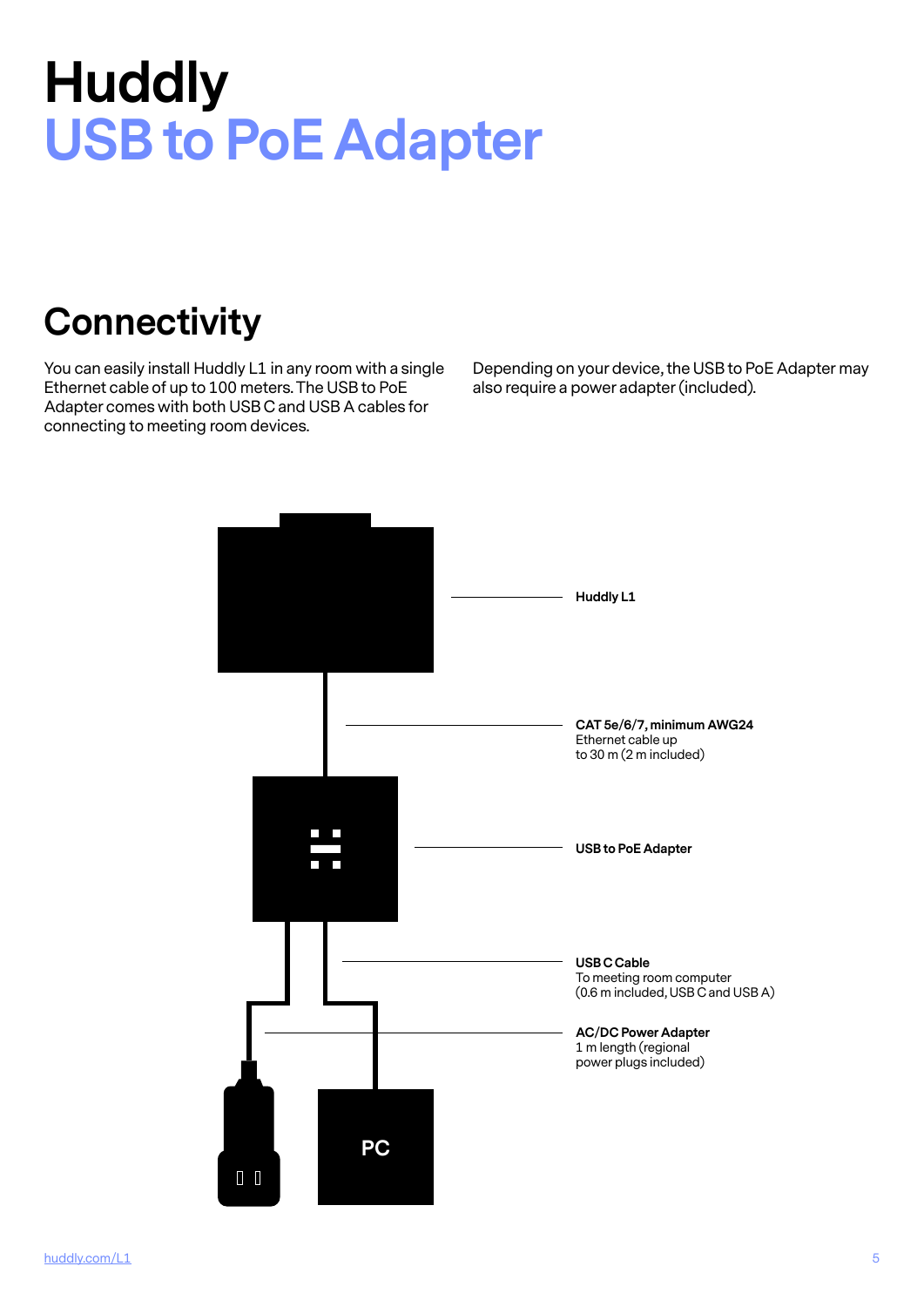# Huddly
# USB to PoE Adapter

## Connectivity

You can easily install Huddly L1 in any room with a single Ethernet cable of up to 100 meters. The USB to PoE Adapter comes with both USB C and USB A cables for connecting to meeting room devices.

Depending on your device, the USB to PoE Adapter may also require a power adapter (included).

**Huddly L1**

**CAT 5e/6/7, minimum AWG24**
Ethernet cable up to 30 m (2 m included)

**USB to PoE Adapter**

**USB C Cable**
To meeting room computer (0.6 m included, USB C and USB A)

**AC/DC Power Adapter**
1 m length (regional power plugs included)

PC

huddly.com/L1